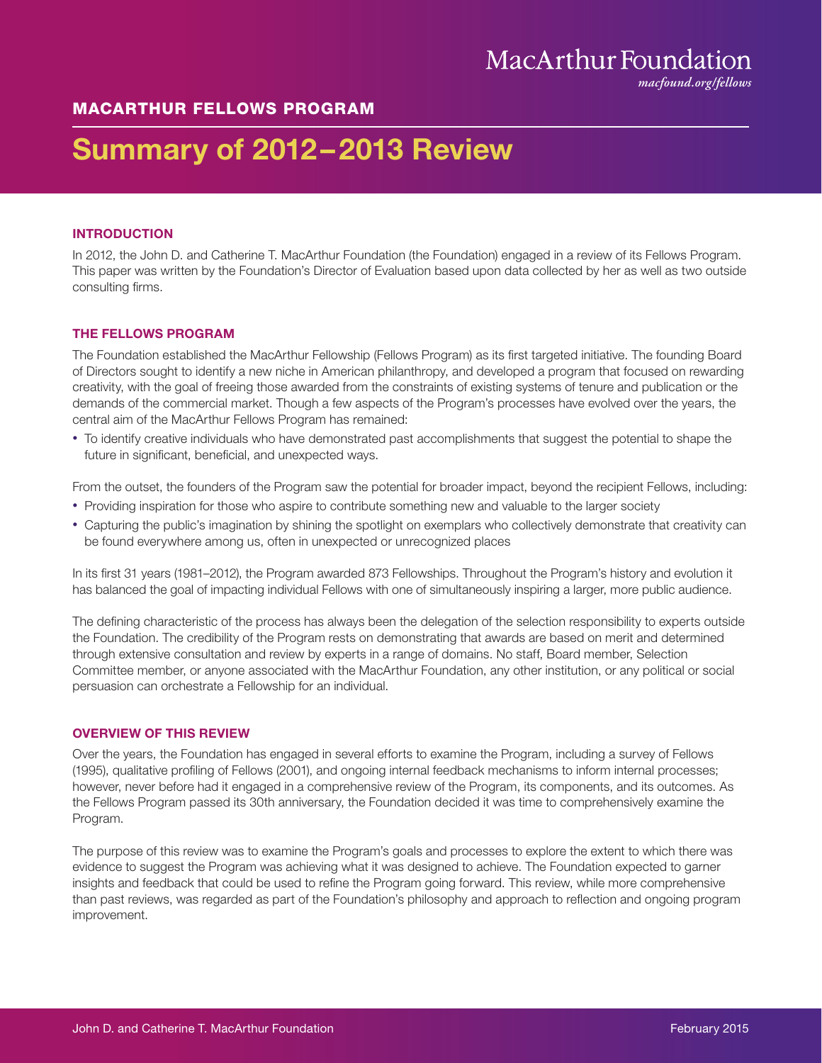MacArthur Foundation
*macfound.org/fellows*

## MACARTHUR FELLOWS PROGRAM

# Summary of 2012–2013 Review

### INTRODUCTION

In 2012, the John D. and Catherine T. MacArthur Foundation (the Foundation) engaged in a review of its Fellows Program. This paper was written by the Foundation's Director of Evaluation based upon data collected by her as well as two outside consulting firms.

### THE FELLOWS PROGRAM

The Foundation established the MacArthur Fellowship (Fellows Program) as its first targeted initiative. The founding Board of Directors sought to identify a new niche in American philanthropy, and developed a program that focused on rewarding creativity, with the goal of freeing those awarded from the constraints of existing systems of tenure and publication or the demands of the commercial market. Though a few aspects of the Program's processes have evolved over the years, the central aim of the MacArthur Fellows Program has remained:

- To identify creative individuals who have demonstrated past accomplishments that suggest the potential to shape the future in significant, beneficial, and unexpected ways.

From the outset, the founders of the Program saw the potential for broader impact, beyond the recipient Fellows, including:

- Providing inspiration for those who aspire to contribute something new and valuable to the larger society
- Capturing the public's imagination by shining the spotlight on exemplars who collectively demonstrate that creativity can be found everywhere among us, often in unexpected or unrecognized places

In its first 31 years (1981–2012), the Program awarded 873 Fellowships. Throughout the Program's history and evolution it has balanced the goal of impacting individual Fellows with one of simultaneously inspiring a larger, more public audience.

The defining characteristic of the process has always been the delegation of the selection responsibility to experts outside the Foundation. The credibility of the Program rests on demonstrating that awards are based on merit and determined through extensive consultation and review by experts in a range of domains. No staff, Board member, Selection Committee member, or anyone associated with the MacArthur Foundation, any other institution, or any political or social persuasion can orchestrate a Fellowship for an individual.

### OVERVIEW OF THIS REVIEW

Over the years, the Foundation has engaged in several efforts to examine the Program, including a survey of Fellows (1995), qualitative profiling of Fellows (2001), and ongoing internal feedback mechanisms to inform internal processes; however, never before had it engaged in a comprehensive review of the Program, its components, and its outcomes. As the Fellows Program passed its 30th anniversary, the Foundation decided it was time to comprehensively examine the Program.

The purpose of this review was to examine the Program's goals and processes to explore the extent to which there was evidence to suggest the Program was achieving what it was designed to achieve. The Foundation expected to garner insights and feedback that could be used to refine the Program going forward. This review, while more comprehensive than past reviews, was regarded as part of the Foundation's philosophy and approach to reflection and ongoing program improvement.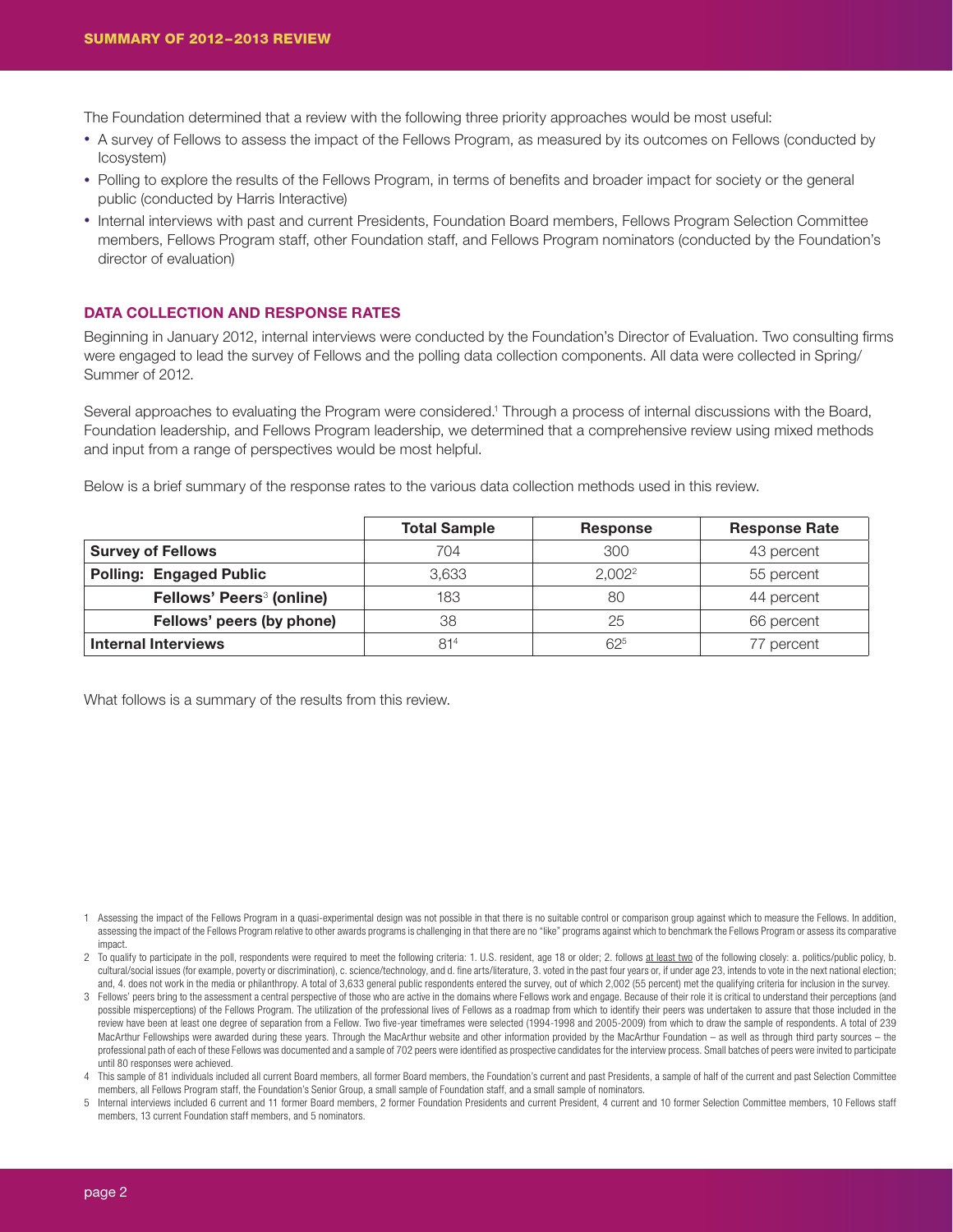## SUMMARY OF 2012–2013 REVIEW

The Foundation determined that a review with the following three priority approaches would be most useful:

- A survey of Fellows to assess the impact of the Fellows Program, as measured by its outcomes on Fellows (conducted by Icosystem)
- Polling to explore the results of the Fellows Program, in terms of benefits and broader impact for society or the general public (conducted by Harris Interactive)
- Internal interviews with past and current Presidents, Foundation Board members, Fellows Program Selection Committee members, Fellows Program staff, other Foundation staff, and Fellows Program nominators (conducted by the Foundation's director of evaluation)

### DATA COLLECTION AND RESPONSE RATES

Beginning in January 2012, internal interviews were conducted by the Foundation's Director of Evaluation. Two consulting firms were engaged to lead the survey of Fellows and the polling data collection components. All data were collected in Spring/ Summer of 2012.

Several approaches to evaluating the Program were considered.[1] Through a process of internal discussions with the Board, Foundation leadership, and Fellows Program leadership, we determined that a comprehensive review using mixed methods and input from a range of perspectives would be most helpful.

Below is a brief summary of the response rates to the various data collection methods used in this review.

| | Total Sample | Response | Response Rate |
|---|---|---|---|
| **Survey of Fellows** | 704 | 300 | 43 percent |
| **Polling: Engaged Public** | 3,633 | 2,002[2] | 55 percent |
| **Fellows' Peers[3] (online)** | 183 | 80 | 44 percent |
| **Fellows' peers (by phone)** | 38 | 25 | 66 percent |
| **Internal Interviews** | 81[4] | 62[5] | 77 percent |

What follows is a summary of the results from this review.

1 Assessing the impact of the Fellows Program in a quasi-experimental design was not possible in that there is no suitable control or comparison group against which to measure the Fellows. In addition, assessing the impact of the Fellows Program relative to other awards programs is challenging in that there are no "like" programs against which to benchmark the Fellows Program or assess its comparative impact.

2 To qualify to participate in the poll, respondents were required to meet the following criteria: 1. U.S. resident, age 18 or older; 2. follows at least two of the following closely: a. politics/public policy, b. cultural/social issues (for example, poverty or discrimination), c. science/technology, and d. fine arts/literature, 3. voted in the past four years or, if under age 23, intends to vote in the next national election; and, 4. does not work in the media or philanthropy. A total of 3,633 general public respondents entered the survey, out of which 2,002 (55 percent) met the qualifying criteria for inclusion in the survey.

3 Fellows' peers bring to the assessment a central perspective of those who are active in the domains where Fellows work and engage. Because of their role it is critical to understand their perceptions (and possible misperceptions) of the Fellows Program. The utilization of the professional lives of Fellows as a roadmap from which to identify their peers was undertaken to assure that those included in the review have been at least one degree of separation from a Fellow. Two five-year timeframes were selected (1994-1998 and 2005-2009) from which to draw the sample of respondents. A total of 239 MacArthur Fellowships were awarded during these years. Through the MacArthur website and other information provided by the MacArthur Foundation – as well as through third party sources – the professional path of each of these Fellows was documented and a sample of 702 peers were identified as prospective candidates for the interview process. Small batches of peers were invited to participate until 80 responses were achieved.

4 This sample of 81 individuals included all current Board members, all former Board members, the Foundation's current and past Presidents, a sample of half of the current and past Selection Committee members, all Fellows Program staff, the Foundation's Senior Group, a small sample of Foundation staff, and a small sample of nominators.

5 Internal interviews included 6 current and 11 former Board members, 2 former Foundation Presidents and current President, 4 current and 10 former Selection Committee members, 10 Fellows staff members, 13 current Foundation staff members, and 5 nominators.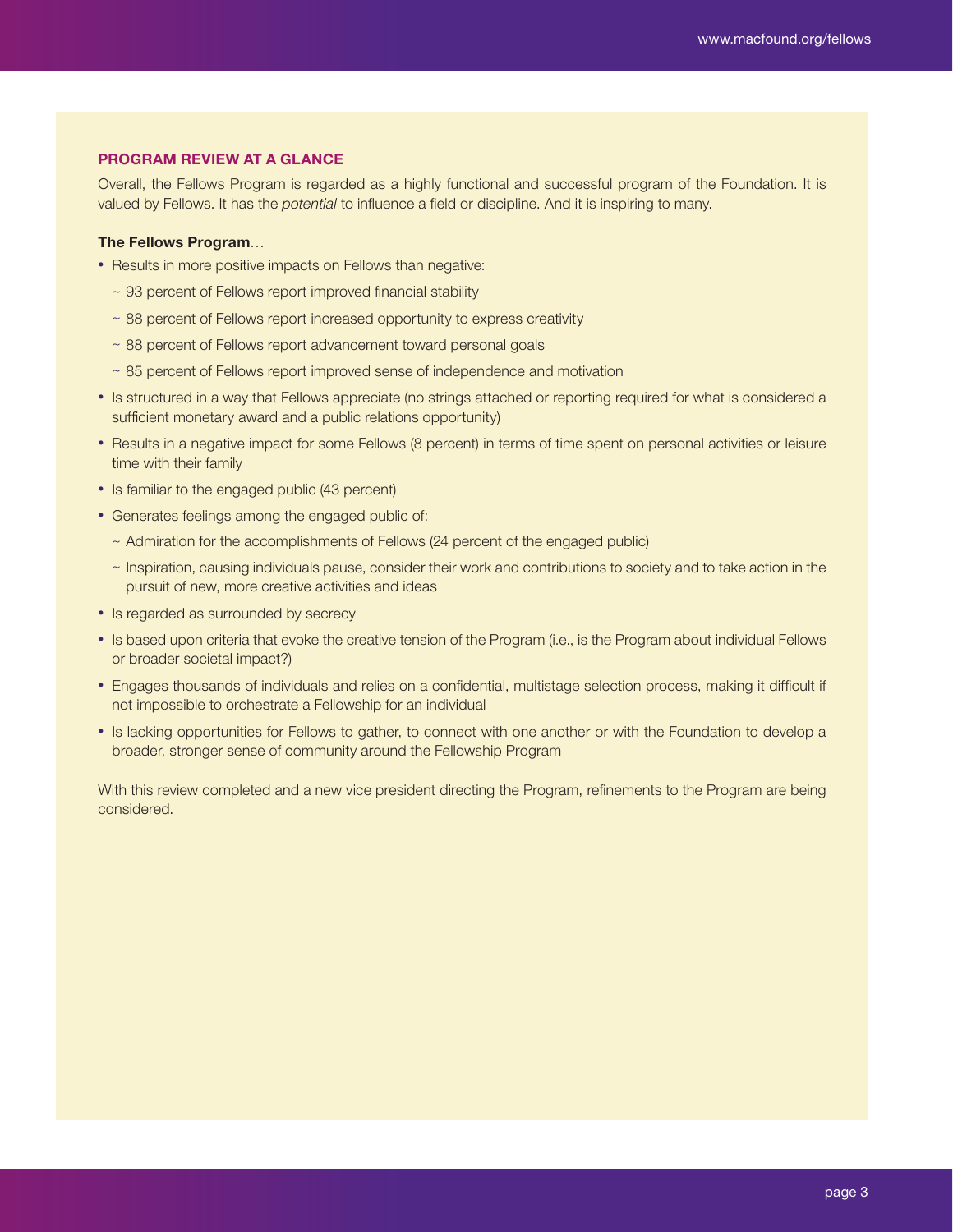## PROGRAM REVIEW AT A GLANCE

Overall, the Fellows Program is regarded as a highly functional and successful program of the Foundation. It is valued by Fellows. It has the *potential* to influence a field or discipline. And it is inspiring to many.

**The Fellows Program**…

- Results in more positive impacts on Fellows than negative:
  - ~ 93 percent of Fellows report improved financial stability
  - ~ 88 percent of Fellows report increased opportunity to express creativity
  - ~ 88 percent of Fellows report advancement toward personal goals
  - ~ 85 percent of Fellows report improved sense of independence and motivation
- Is structured in a way that Fellows appreciate (no strings attached or reporting required for what is considered a sufficient monetary award and a public relations opportunity)
- Results in a negative impact for some Fellows (8 percent) in terms of time spent on personal activities or leisure time with their family
- Is familiar to the engaged public (43 percent)
- Generates feelings among the engaged public of:
  - ~ Admiration for the accomplishments of Fellows (24 percent of the engaged public)
  - ~ Inspiration, causing individuals pause, consider their work and contributions to society and to take action in the pursuit of new, more creative activities and ideas
- Is regarded as surrounded by secrecy
- Is based upon criteria that evoke the creative tension of the Program (i.e., is the Program about individual Fellows or broader societal impact?)
- Engages thousands of individuals and relies on a confidential, multistage selection process, making it difficult if not impossible to orchestrate a Fellowship for an individual
- Is lacking opportunities for Fellows to gather, to connect with one another or with the Foundation to develop a broader, stronger sense of community around the Fellowship Program

With this review completed and a new vice president directing the Program, refinements to the Program are being considered.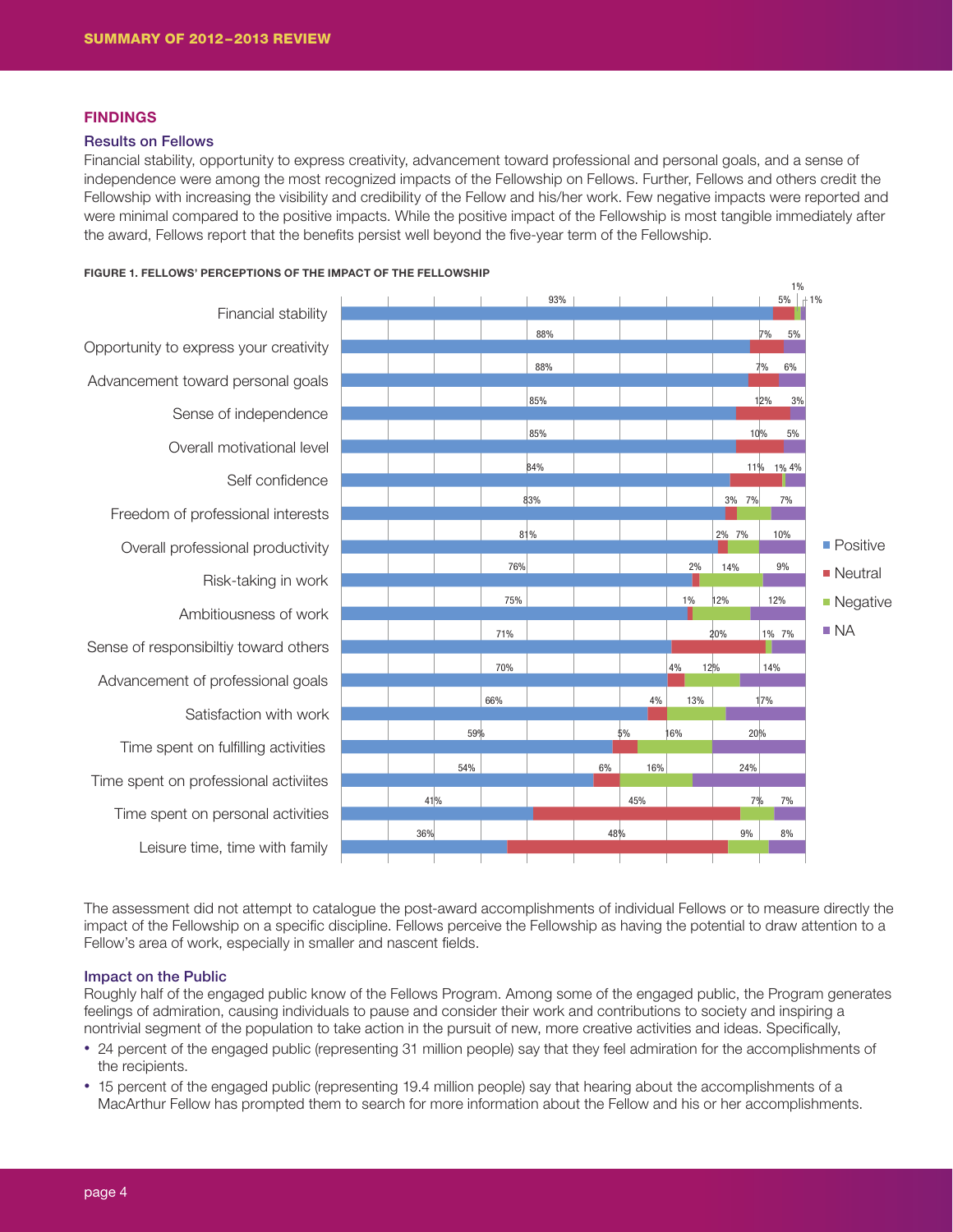## FINDINGS

### Results on Fellows

Financial stability, opportunity to express creativity, advancement toward professional and personal goals, and a sense of independence were among the most recognized impacts of the Fellowship on Fellows. Further, Fellows and others credit the Fellowship with increasing the visibility and credibility of the Fellow and his/her work. Few negative impacts were reported and were minimal compared to the positive impacts. While the positive impact of the Fellowship is most tangible immediately after the award, Fellows report that the benefits persist well beyond the five-year term of the Fellowship.

**FIGURE 1. FELLOWS' PERCEPTIONS OF THE IMPACT OF THE FELLOWSHIP**

| | Positive | Neutral | Negative | NA |
|---|---|---|---|---|
| Financial stability | 93% | 5% | 1% | 1% |
| Opportunity to express your creativity | 88% | 7% | | 5% |
| Advancement toward personal goals | 88% | 7% | | 6% |
| Sense of independence | 85% | 12% | | 3% |
| Overall motivational level | 85% | 10% | | 5% |
| Self confidence | 84% | 11% | 1% | 4% |
| Freedom of professional interests | 83% | 3% | 7% | 7% |
| Overall professional productivity | 81% | 2% | 7% | 10% |
| Risk-taking in work | 76% | 2% | 14% | 9% |
| Ambitiousness of work | 75% | 1% | 12% | 12% |
| Sense of responsibiltiy toward others | 71% | 20% | 1% | 7% |
| Advancement of professional goals | 70% | 4% | 12% | 14% |
| Satisfaction with work | 66% | 4% | 13% | 17% |
| Time spent on fulfilling activities | 59% | 5% | 16% | 20% |
| Time spent on professional activiites | 54% | 6% | 16% | 24% |
| Time spent on personal activities | 41% | 45% | 7% | 7% |
| Leisure time, time with family | 36% | 48% | 9% | 8% |

The assessment did not attempt to catalogue the post-award accomplishments of individual Fellows or to measure directly the impact of the Fellowship on a specific discipline. Fellows perceive the Fellowship as having the potential to draw attention to a Fellow's area of work, especially in smaller and nascent fields.

### Impact on the Public

Roughly half of the engaged public know of the Fellows Program. Among some of the engaged public, the Program generates feelings of admiration, causing individuals to pause and consider their work and contributions to society and inspiring a nontrivial segment of the population to take action in the pursuit of new, more creative activities and ideas. Specifically,

- 24 percent of the engaged public (representing 31 million people) say that they feel admiration for the accomplishments of the recipients.
- 15 percent of the engaged public (representing 19.4 million people) say that hearing about the accomplishments of a MacArthur Fellow has prompted them to search for more information about the Fellow and his or her accomplishments.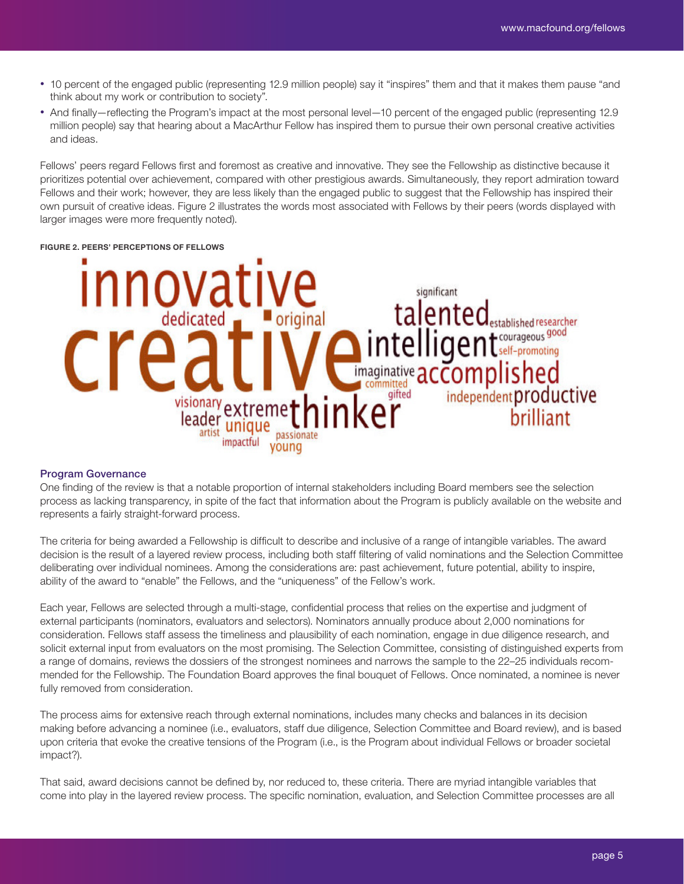- 10 percent of the engaged public (representing 12.9 million people) say it "inspires" them and that it makes them pause "and think about my work or contribution to society".
- And finally—reflecting the Program's impact at the most personal level—10 percent of the engaged public (representing 12.9 million people) say that hearing about a MacArthur Fellow has inspired them to pursue their own personal creative activities and ideas.

Fellows' peers regard Fellows first and foremost as creative and innovative. They see the Fellowship as distinctive because it prioritizes potential over achievement, compared with other prestigious awards. Simultaneously, they report admiration toward Fellows and their work; however, they are less likely than the engaged public to suggest that the Fellowship has inspired their own pursuit of creative ideas. Figure 2 illustrates the words most associated with Fellows by their peers (words displayed with larger images were more frequently noted).

**FIGURE 2. PEERS' PERCEPTIONS OF FELLOWS**

innovative dedicated original creative significant talented established researcher intelligent courageous good self-promoting imaginative committed accomplished gifted independent productive brilliant visionary leader extreme thinker unique artist impactful passionate young

### Program Governance

One finding of the review is that a notable proportion of internal stakeholders including Board members see the selection process as lacking transparency, in spite of the fact that information about the Program is publicly available on the website and represents a fairly straight-forward process.

The criteria for being awarded a Fellowship is difficult to describe and inclusive of a range of intangible variables. The award decision is the result of a layered review process, including both staff filtering of valid nominations and the Selection Committee deliberating over individual nominees. Among the considerations are: past achievement, future potential, ability to inspire, ability of the award to "enable" the Fellows, and the "uniqueness" of the Fellow's work.

Each year, Fellows are selected through a multi-stage, confidential process that relies on the expertise and judgment of external participants (nominators, evaluators and selectors). Nominators annually produce about 2,000 nominations for consideration. Fellows staff assess the timeliness and plausibility of each nomination, engage in due diligence research, and solicit external input from evaluators on the most promising. The Selection Committee, consisting of distinguished experts from a range of domains, reviews the dossiers of the strongest nominees and narrows the sample to the 22–25 individuals recommended for the Fellowship. The Foundation Board approves the final bouquet of Fellows. Once nominated, a nominee is never fully removed from consideration.

The process aims for extensive reach through external nominations, includes many checks and balances in its decision making before advancing a nominee (i.e., evaluators, staff due diligence, Selection Committee and Board review), and is based upon criteria that evoke the creative tensions of the Program (i.e., is the Program about individual Fellows or broader societal impact?).

That said, award decisions cannot be defined by, nor reduced to, these criteria. There are myriad intangible variables that come into play in the layered review process. The specific nomination, evaluation, and Selection Committee processes are all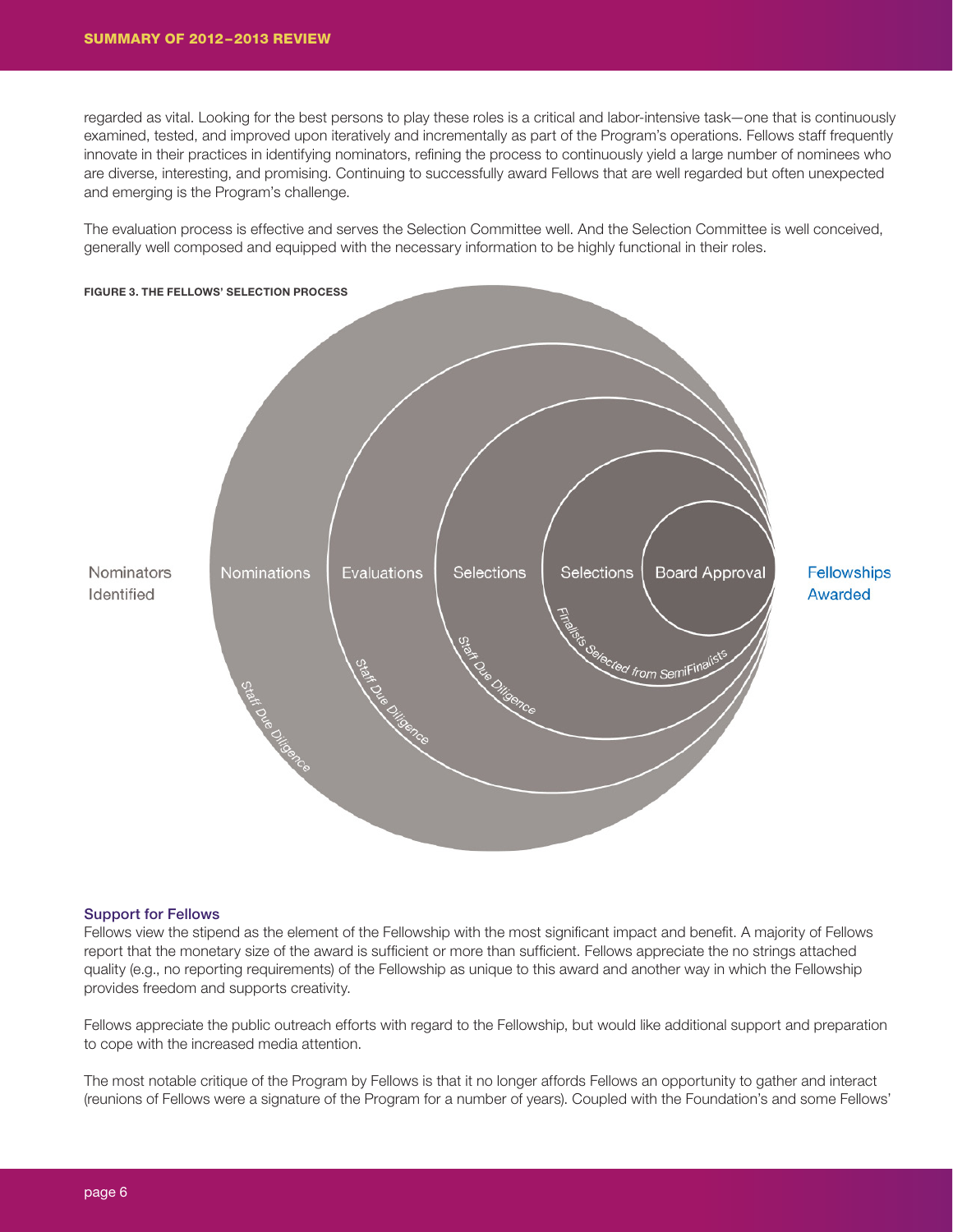regarded as vital. Looking for the best persons to play these roles is a critical and labor-intensive task—one that is continuously examined, tested, and improved upon iteratively and incrementally as part of the Program's operations. Fellows staff frequently innovate in their practices in identifying nominators, refining the process to continuously yield a large number of nominees who are diverse, interesting, and promising. Continuing to successfully award Fellows that are well regarded but often unexpected and emerging is the Program's challenge.

The evaluation process is effective and serves the Selection Committee well. And the Selection Committee is well conceived, generally well composed and equipped with the necessary information to be highly functional in their roles.

**FIGURE 3. THE FELLOWS' SELECTION PROCESS**

Nominators Identified | Nominations | Evaluations | Selections | Selections | Board Approval | Fellowships Awarded

Staff Due Diligence | Staff Due Diligence | Staff Due Diligence | Finalists Selected from SemiFinalists

### Support for Fellows

Fellows view the stipend as the element of the Fellowship with the most significant impact and benefit. A majority of Fellows report that the monetary size of the award is sufficient or more than sufficient. Fellows appreciate the no strings attached quality (e.g., no reporting requirements) of the Fellowship as unique to this award and another way in which the Fellowship provides freedom and supports creativity.

Fellows appreciate the public outreach efforts with regard to the Fellowship, but would like additional support and preparation to cope with the increased media attention.

The most notable critique of the Program by Fellows is that it no longer affords Fellows an opportunity to gather and interact (reunions of Fellows were a signature of the Program for a number of years). Coupled with the Foundation's and some Fellows'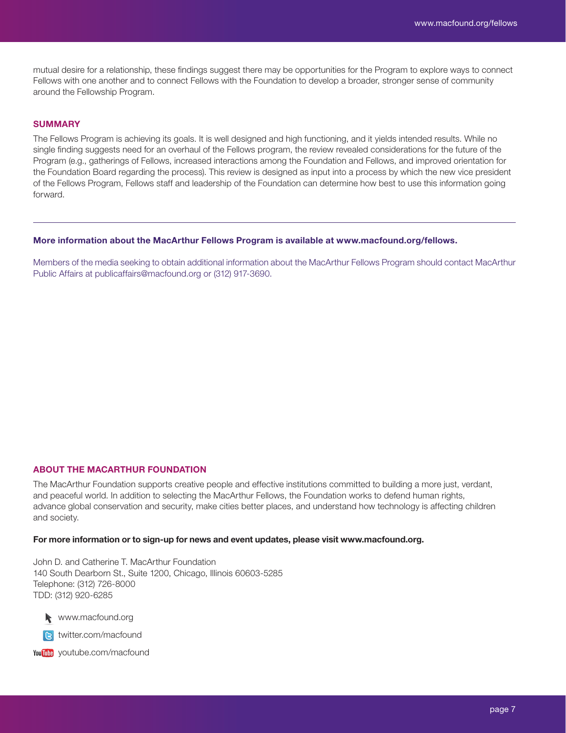mutual desire for a relationship, these findings suggest there may be opportunities for the Program to explore ways to connect Fellows with one another and to connect Fellows with the Foundation to develop a broader, stronger sense of community around the Fellowship Program.

## SUMMARY

The Fellows Program is achieving its goals. It is well designed and high functioning, and it yields intended results. While no single finding suggests need for an overhaul of the Fellows program, the review revealed considerations for the future of the Program (e.g., gatherings of Fellows, increased interactions among the Foundation and Fellows, and improved orientation for the Foundation Board regarding the process). This review is designed as input into a process by which the new vice president of the Fellows Program, Fellows staff and leadership of the Foundation can determine how best to use this information going forward.

---

**More information about the MacArthur Fellows Program is available at www.macfound.org/fellows.**

Members of the media seeking to obtain additional information about the MacArthur Fellows Program should contact MacArthur Public Affairs at publicaffairs@macfound.org or (312) 917-3690.

## ABOUT THE MACARTHUR FOUNDATION

The MacArthur Foundation supports creative people and effective institutions committed to building a more just, verdant, and peaceful world. In addition to selecting the MacArthur Fellows, the Foundation works to defend human rights, advance global conservation and security, make cities better places, and understand how technology is affecting children and society.

**For more information or to sign-up for news and event updates, please visit www.macfound.org.**

John D. and Catherine T. MacArthur Foundation
140 South Dearborn St., Suite 1200, Chicago, Illinois 60603-5285
Telephone: (312) 726-8000
TDD: (312) 920-6285

www.macfound.org

twitter.com/macfound

youtube.com/macfound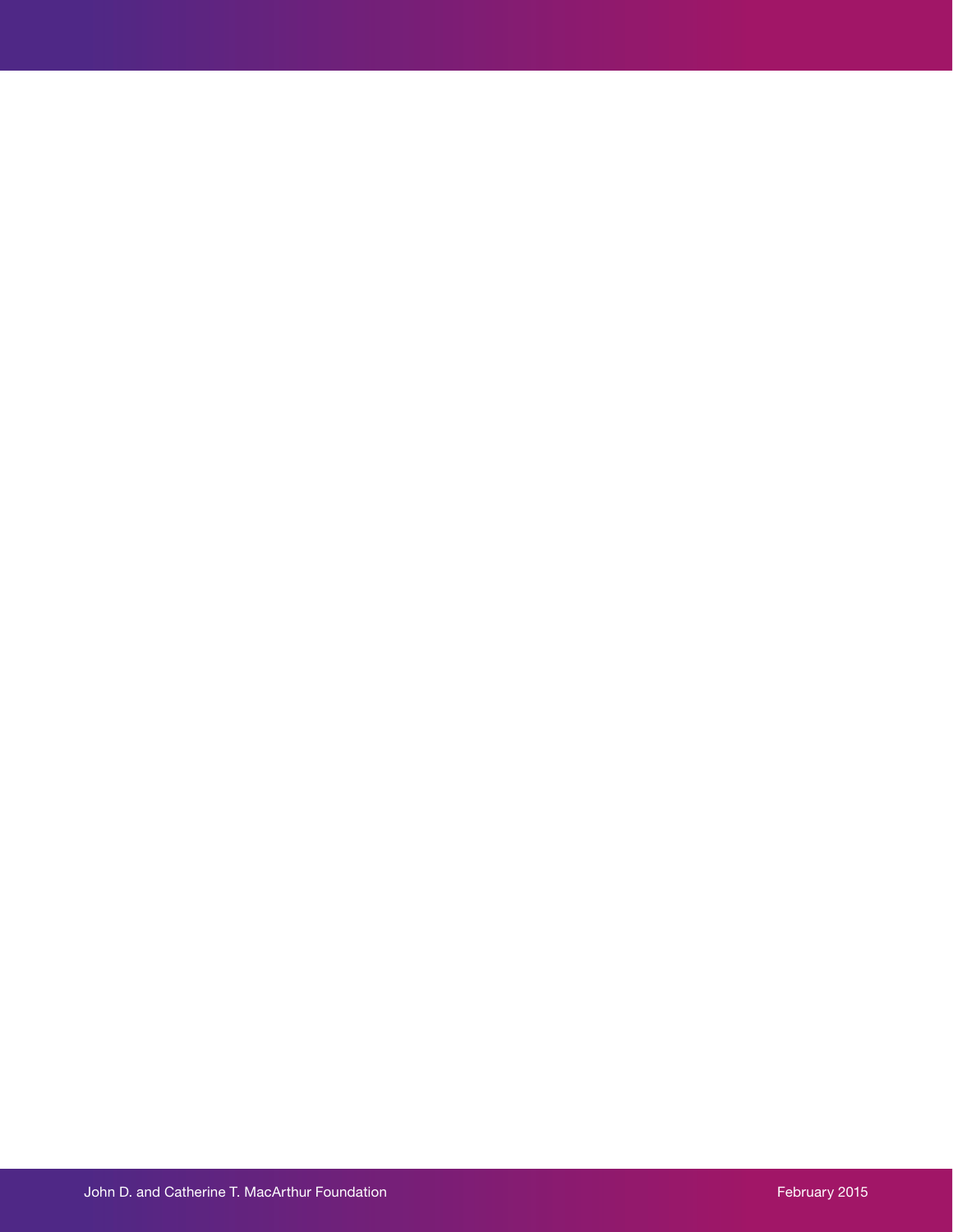John D. and Catherine T. MacArthur Foundation

February 2015